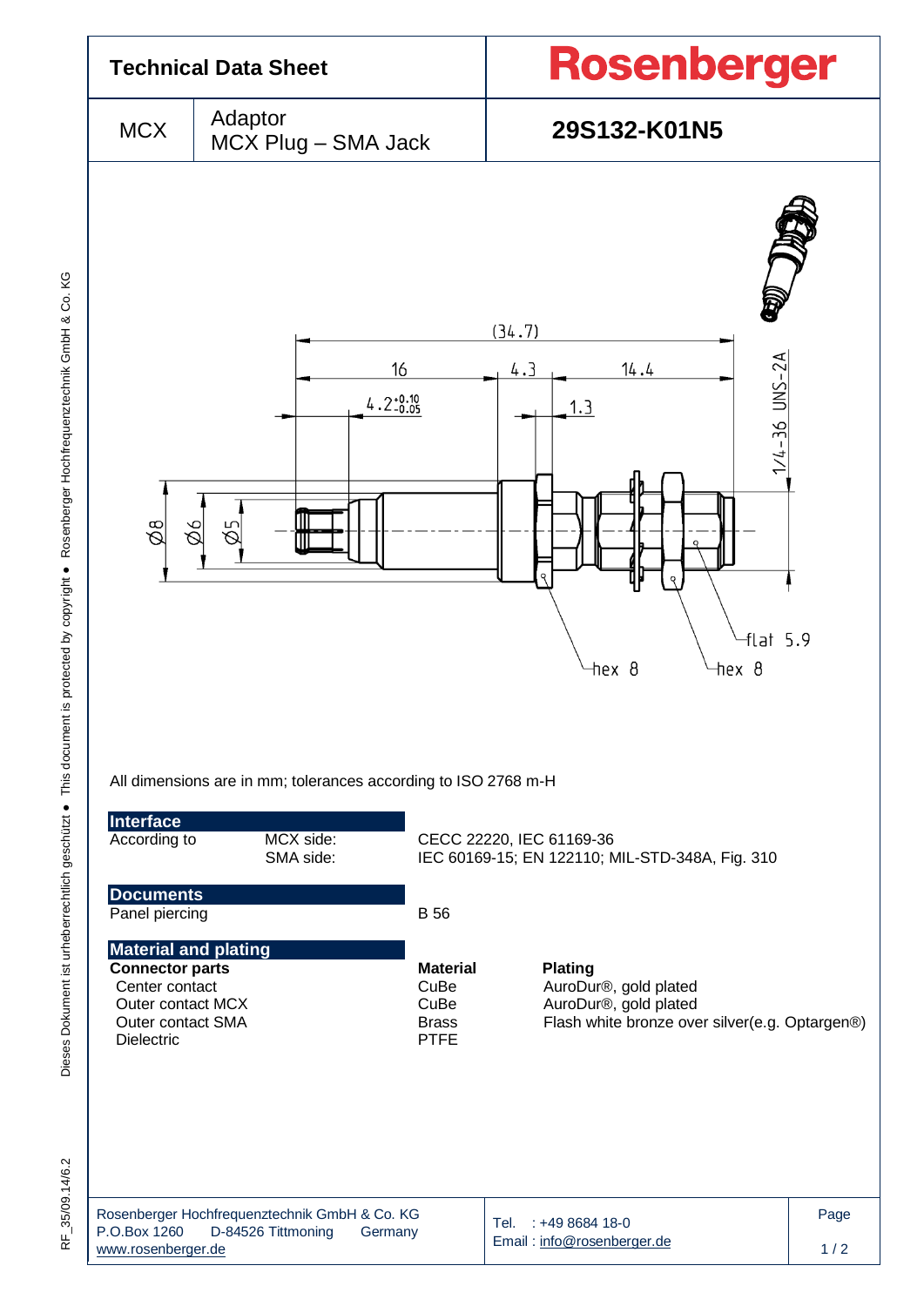# Technical Data Sheet

**Rosenberger**

| MCX | Adaptor MCX Plug – SMA Jack | **29S132-K01N5** |
|---|---|---|

All dimensions are in mm; tolerances according to ISO 2768 m-H

## Interface

| According to | MCX side: | CECC 22220, IEC 61169-36 |
|---|---|---|
| | SMA side: | IEC 60169-15; EN 122110; MIL-STD-348A, Fig. 310 |

## Documents

| Panel piercing | B 56 |
|---|---|

## Material and plating

| Connector parts | Material | Plating |
|---|---|---|
| Center contact | CuBe | AuroDur®, gold plated |
| Outer contact MCX | CuBe | AuroDur®, gold plated |
| Outer contact SMA | Brass | Flash white bronze over silver(e.g. Optargen®) |
| Dielectric | PTFE | |

Rosenberger Hochfrequenztechnik GmbH & Co. KG
P.O.Box 1260 D-84526 Tittmoning Germany
www.rosenberger.de

Tel. : +49 8684 18-0
Email : info@rosenberger.de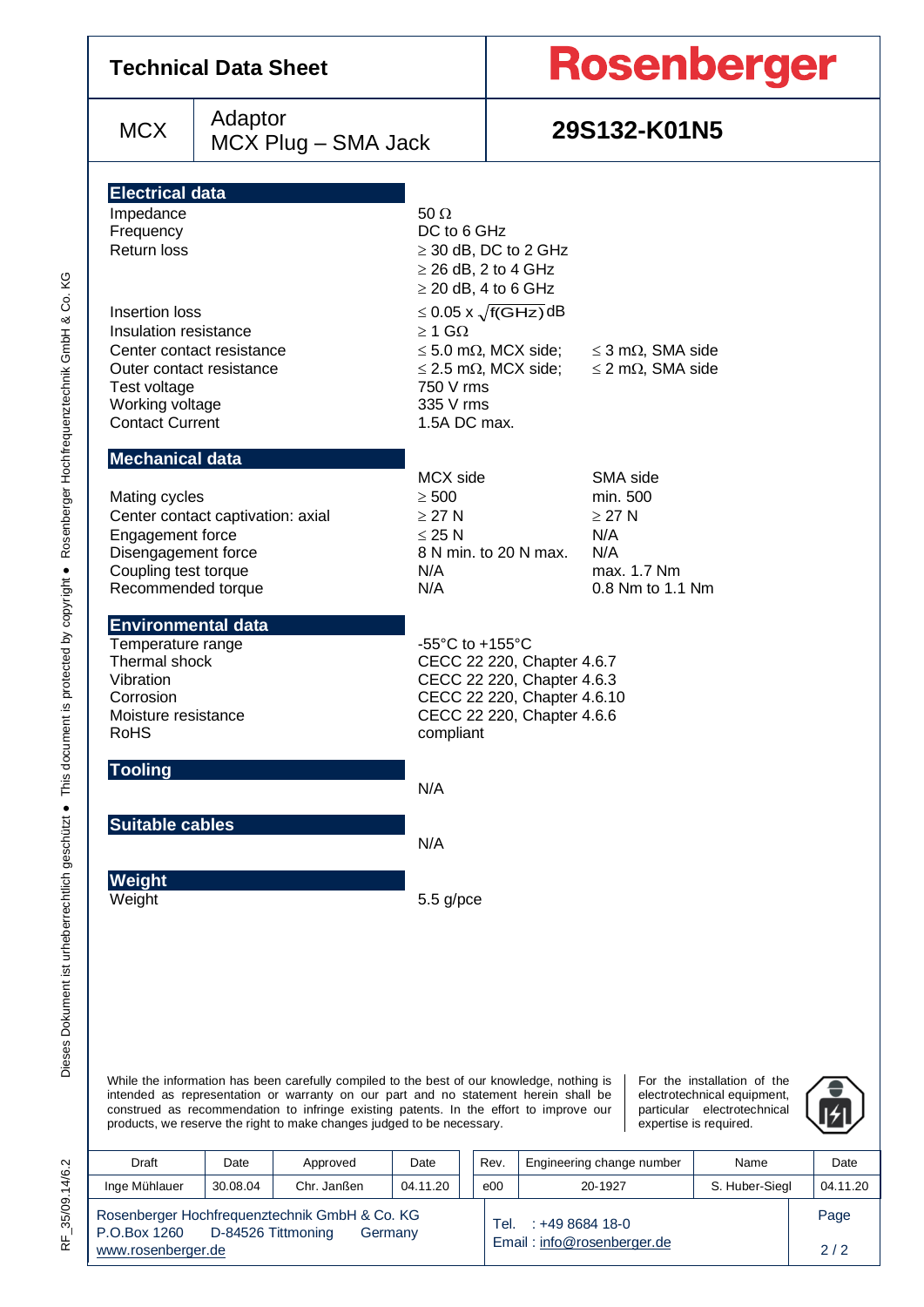# Technical Data Sheet

**Rosenberger**

| | | |
|---|---|---|
| MCX | Adaptor<br>MCX Plug – SMA Jack | **29S132-K01N5** |

## Electrical data

| | | |
|---|---|---|
| Impedance | 50 Ω | |
| Frequency | DC to 6 GHz | |
| Return loss | ≥ 30 dB, DC to 2 GHz<br>≥ 26 dB, 2 to 4 GHz<br>≥ 20 dB, 4 to 6 GHz | |
| Insertion loss | $\leq 0.05 \times \sqrt{f(GHz)}$ dB | |
| Insulation resistance | ≥ 1 GΩ | |
| Center contact resistance | ≤ 5.0 mΩ, MCX side; | ≤ 3 mΩ, SMA side |
| Outer contact resistance | ≤ 2.5 mΩ, MCX side; | ≤ 2 mΩ, SMA side |
| Test voltage | 750 V rms | |
| Working voltage | 335 V rms | |
| Contact Current | 1.5A DC max. | |

## Mechanical data

| | MCX side | SMA side |
|---|---|---|
| Mating cycles | ≥ 500 | min. 500 |
| Center contact captivation: axial | ≥ 27 N | ≥ 27 N |
| Engagement force | ≤ 25 N | N/A |
| Disengagement force | 8 N min. to 20 N max. | N/A |
| Coupling test torque | N/A | max. 1.7 Nm |
| Recommended torque | N/A | 0.8 Nm to 1.1 Nm |

## Environmental data

| | |
|---|---|
| Temperature range | -55°C to +155°C |
| Thermal shock | CECC 22 220, Chapter 4.6.7 |
| Vibration | CECC 22 220, Chapter 4.6.3 |
| Corrosion | CECC 22 220, Chapter 4.6.10 |
| Moisture resistance | CECC 22 220, Chapter 4.6.6 |
| RoHS | compliant |

## Tooling

N/A

## Suitable cables

N/A

## Weight

Weight 5.5 g/pce

While the information has been carefully compiled to the best of our knowledge, nothing is intended as representation or warranty on our part and no statement herein shall be construed as recommendation to infringe existing patents. In the effort to improve our products, we reserve the right to make changes judged to be necessary.

For the installation of the electrotechnical equipment, particular electrotechnical expertise is required.

| Draft | Date | Approved | Date | Rev. | Engineering change number | Name | Date |
|---|---|---|---|---|---|---|---|
| Inge Mühlauer | 30.08.04 | Chr. Janßen | 04.11.20 | e00 | 20-1927 | S. Huber-Siegl | 04.11.20 |

Rosenberger Hochfrequenztechnik GmbH & Co. KG
P.O.Box 1260 D-84526 Tittmoning Germany
www.rosenberger.de

Tel. : +49 8684 18-0
Email : info@rosenberger.de

RF_35/09.14/6.2

Dieses Dokument ist urheberrechtlich geschützt ● This document is protected by copyright ● Rosenberger Hochfrequenztechnik GmbH & Co. KG